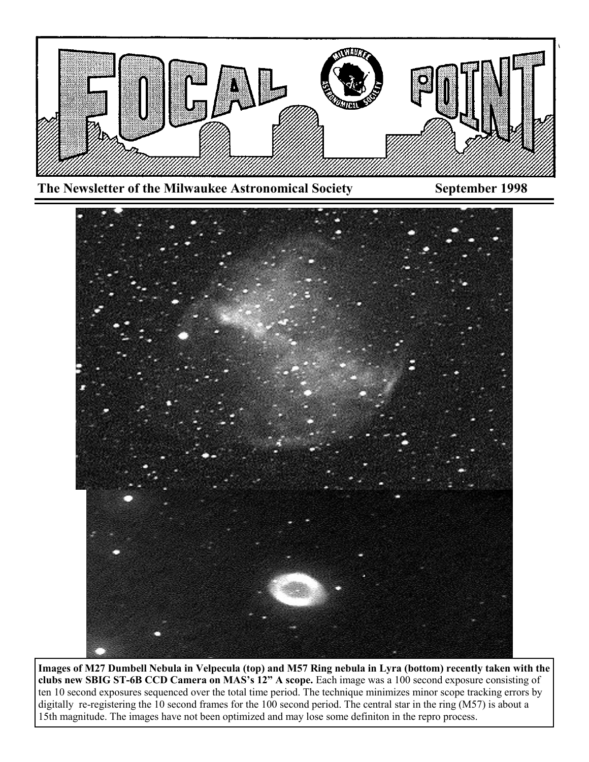# FOCAL POINT

**The Newsletter of the Milwaukee Astronomical Society** **September 1998**

**Images of M27 Dumbell Nebula in Velpecula (top) and M57 Ring nebula in Lyra (bottom) recently taken with the clubs new SBIG ST-6B CCD Camera on MAS's 12" A scope.** Each image was a 100 second exposure consisting of ten 10 second exposures sequenced over the total time period. The technique minimizes minor scope tracking errors by digitally re-registering the 10 second frames for the 100 second period. The central star in the ring (M57) is about a 15th magnitude. The images have not been optimized and may lose some definiton in the repro process.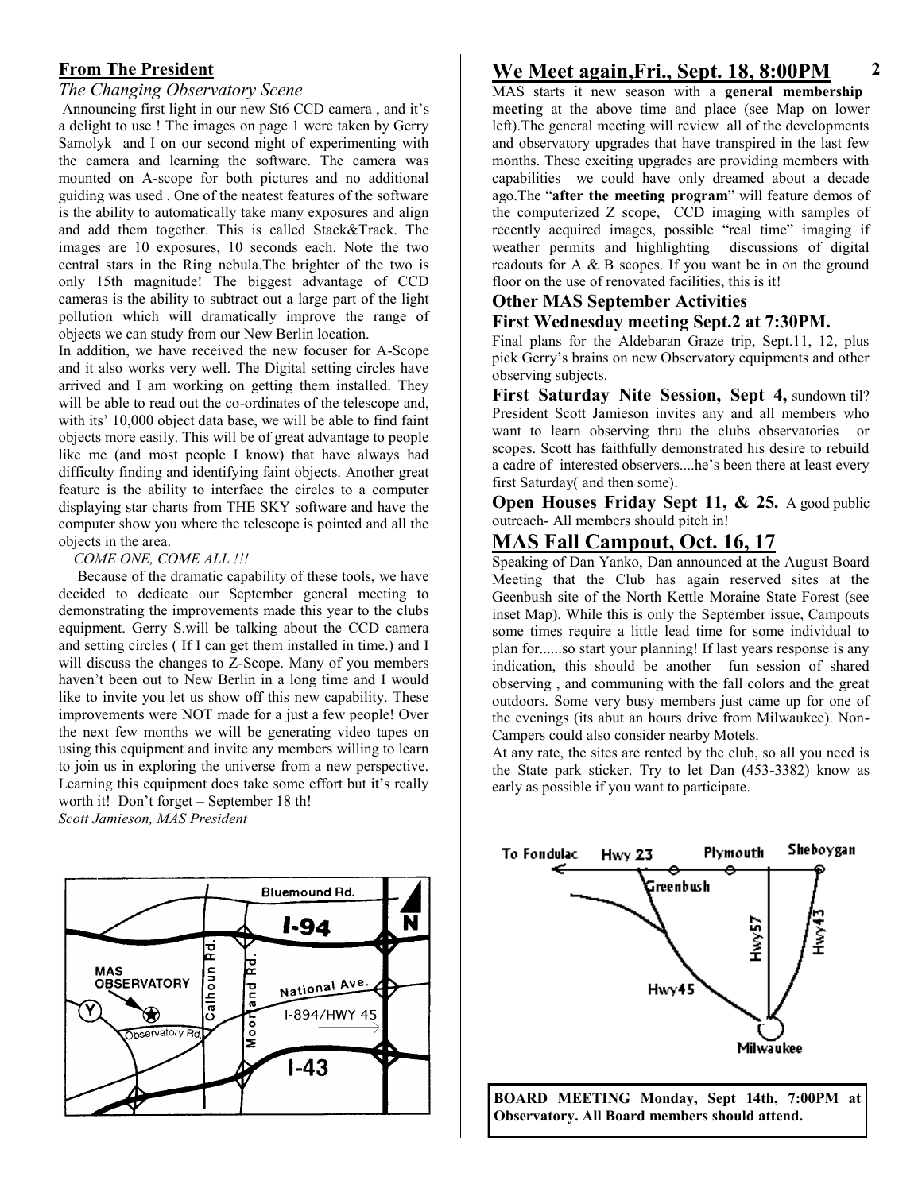## From The President

*The Changing Observatory Scene*

Announcing first light in our new St6 CCD camera , and it's a delight to use ! The images on page 1 were taken by Gerry Samolyk and I on our second night of experimenting with the camera and learning the software. The camera was mounted on A-scope for both pictures and no additional guiding was used . One of the neatest features of the software is the ability to automatically take many exposures and align and add them together. This is called Stack&Track. The images are 10 exposures, 10 seconds each. Note the two central stars in the Ring nebula.The brighter of the two is only 15th magnitude! The biggest advantage of CCD cameras is the ability to subtract out a large part of the light pollution which will dramatically improve the range of objects we can study from our New Berlin location.

In addition, we have received the new focuser for A-Scope and it also works very well. The Digital setting circles have arrived and I am working on getting them installed. They will be able to read out the co-ordinates of the telescope and, with its' 10,000 object data base, we will be able to find faint objects more easily. This will be of great advantage to people like me (and most people I know) that have always had difficulty finding and identifying faint objects. Another great feature is the ability to interface the circles to a computer displaying star charts from THE SKY software and have the computer show you where the telescope is pointed and all the objects in the area.

*COME ONE, COME ALL !!!*

Because of the dramatic capability of these tools, we have decided to dedicate our September general meeting to demonstrating the improvements made this year to the clubs equipment. Gerry S.will be talking about the CCD camera and setting circles ( If I can get them installed in time.) and I will discuss the changes to Z-Scope. Many of you members haven't been out to New Berlin in a long time and I would like to invite you let us show off this new capability. These improvements were NOT made for a just a few people! Over the next few months we will be generating video tapes on using this equipment and invite any members willing to learn to join us in exploring the universe from a new perspective. Learning this equipment does take some effort but it's really worth it! Don't forget – September 18 th!

*Scott Jamieson, MAS President*

Bluemound Rd. I-94 N MAS OBSERVATORY Calhoun Rd. Moorland Rd. National Ave. I-894/HWY 45 Observatory Rd. I-43

## We Meet again,Fri., Sept. 18, 8:00PM

MAS starts it new season with a **general membership meeting** at the above time and place (see Map on lower left).The general meeting will review all of the developments and observatory upgrades that have transpired in the last few months. These exciting upgrades are providing members with capabilities we could have only dreamed about a decade ago.The "**after the meeting program**" will feature demos of the computerized Z scope, CCD imaging with samples of recently acquired images, possible "real time" imaging if weather permits and highlighting discussions of digital readouts for A & B scopes. If you want be in on the ground floor on the use of renovated facilities, this is it!

### Other MAS September Activities

### First Wednesday meeting Sept.2 at 7:30PM.

Final plans for the Aldebaran Graze trip, Sept.11, 12, plus pick Gerry's brains on new Observatory equipments and other observing subjects.

**First Saturday Nite Session, Sept 4,** sundown til? President Scott Jamieson invites any and all members who want to learn observing thru the clubs observatories or scopes. Scott has faithfully demonstrated his desire to rebuild a cadre of interested observers....he's been there at least every first Saturday( and then some).

**Open Houses Friday Sept 11, & 25.** A good public outreach- All members should pitch in!

## MAS Fall Campout, Oct. 16, 17

Speaking of Dan Yanko, Dan announced at the August Board Meeting that the Club has again reserved sites at the Geenbush site of the North Kettle Moraine State Forest (see inset Map). While this is only the September issue, Campouts some times require a little lead time for some individual to plan for......so start your planning! If last years response is any indication, this should be another fun session of shared observing , and communing with the fall colors and the great outdoors. Some very busy members just came up for one of the evenings (its abut an hours drive from Milwaukee). Non-Campers could also consider nearby Motels.

At any rate, the sites are rented by the club, so all you need is the State park sticker. Try to let Dan (453-3382) know as early as possible if you want to participate.

To Fondulac Hwy 23 Greenbush Plymouth Sheboygan Hwy57 Hwy43 Hwy45 Milwaukee

**BOARD MEETING Monday, Sept 14th, 7:00PM at Observatory. All Board members should attend.**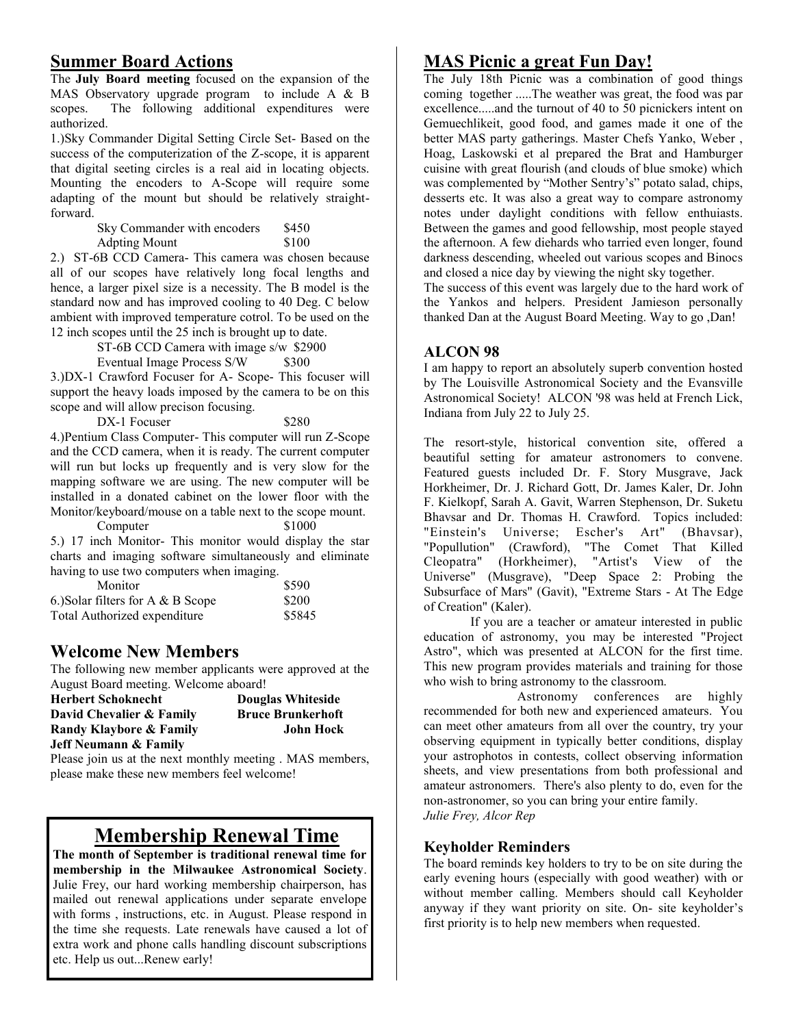## Summer Board Actions

The **July Board meeting** focused on the expansion of the MAS Observatory upgrade program to include A & B scopes. The following additional expenditures were authorized.

1.)Sky Commander Digital Setting Circle Set- Based on the success of the computerization of the Z-scope, it is apparent that digital seeting circles is a real aid in locating objects. Mounting the encoders to A-Scope will require some adapting of the mount but should be relatively straightforward.

| | |
|---|---|
| Sky Commander with encoders | \$450 |
| Adpting Mount | \$100 |

2.) ST-6B CCD Camera- This camera was chosen because all of our scopes have relatively long focal lengths and hence, a larger pixel size is a necessity. The B model is the standard now and has improved cooling to 40 Deg. C below ambient with improved temperature cotrol. To be used on the 12 inch scopes until the 25 inch is brought up to date.

| | |
|---|---|
| ST-6B CCD Camera with image s/w | \$2900 |
| Eventual Image Process S/W | \$300 |

3.)DX-1 Crawford Focuser for A- Scope- This focuser will support the heavy loads imposed by the camera to be on this scope and will allow precison focusing.

| | |
|---|---|
| DX-1 Focuser | \$280 |

4.)Pentium Class Computer- This computer will run Z-Scope and the CCD camera, when it is ready. The current computer will run but locks up frequently and is very slow for the mapping software we are using. The new computer will be installed in a donated cabinet on the lower floor with the Monitor/keyboard/mouse on a table next to the scope mount.

| | |
|---|---|
| Computer | \$1000 |

5.) 17 inch Monitor- This monitor would display the star charts and imaging software simultaneously and eliminate having to use two computers when imaging.

| | |
|---|---|
| Monitor | \$590 |
| 6.)Solar filters for A & B Scope | \$200 |
| Total Authorized expenditure | \$5845 |

## Welcome New Members

The following new member applicants were approved at the August Board meeting. Welcome aboard!

| | |
|---|---|
| **Herbert Schoknecht** | **Douglas Whiteside** |
| **David Chevalier & Family** | **Bruce Brunkerhoft** |
| **Randy Klaybore & Family** | **John Hock** |
| **Jeff Neumann & Family** | |

Please join us at the next monthly meeting . MAS members, please make these new members feel welcome!

## Membership Renewal Time

**The month of September is traditional renewal time for membership in the Milwaukee Astronomical Society**. Julie Frey, our hard working membership chairperson, has mailed out renewal applications under separate envelope with forms , instructions, etc. in August. Please respond in the time she requests. Late renewals have caused a lot of extra work and phone calls handling discount subscriptions etc. Help us out...Renew early!

## MAS Picnic a great Fun Day!

The July 18th Picnic was a combination of good things coming together .....The weather was great, the food was par excellence.....and the turnout of 40 to 50 picnickers intent on Gemuechlikeit, good food, and games made it one of the better MAS party gatherings. Master Chefs Yanko, Weber , Hoag, Laskowski et al prepared the Brat and Hamburger cuisine with great flourish (and clouds of blue smoke) which was complemented by "Mother Sentry's" potato salad, chips, desserts etc. It was also a great way to compare astronomy notes under daylight conditions with fellow enthuiasts. Between the games and good fellowship, most people stayed the afternoon. A few diehards who tarried even longer, found darkness descending, wheeled out various scopes and Binocs and closed a nice day by viewing the night sky together.

The success of this event was largely due to the hard work of the Yankos and helpers. President Jamieson personally thanked Dan at the August Board Meeting. Way to go ,Dan!

### ALCON 98

I am happy to report an absolutely superb convention hosted by The Louisville Astronomical Society and the Evansville Astronomical Society! ALCON '98 was held at French Lick, Indiana from July 22 to July 25.

The resort-style, historical convention site, offered a beautiful setting for amateur astronomers to convene. Featured guests included Dr. F. Story Musgrave, Jack Horkheimer, Dr. J. Richard Gott, Dr. James Kaler, Dr. John F. Kielkopf, Sarah A. Gavit, Warren Stephenson, Dr. Suketu Bhavsar and Dr. Thomas H. Crawford. Topics included: "Einstein's Universe; Escher's Art" (Bhavsar), "Popullution" (Crawford), "The Comet That Killed Cleopatra" (Horkheimer), "Artist's View of the Universe" (Musgrave), "Deep Space 2: Probing the Subsurface of Mars" (Gavit), "Extreme Stars - At The Edge of Creation" (Kaler).

If you are a teacher or amateur interested in public education of astronomy, you may be interested "Project Astro", which was presented at ALCON for the first time. This new program provides materials and training for those who wish to bring astronomy to the classroom.

Astronomy conferences are highly recommended for both new and experienced amateurs. You can meet other amateurs from all over the country, try your observing equipment in typically better conditions, display your astrophotos in contests, collect observing information sheets, and view presentations from both professional and amateur astronomers. There's also plenty to do, even for the non-astronomer, so you can bring your entire family.

*Julie Frey, Alcor Rep*

### Keyholder Reminders

The board reminds key holders to try to be on site during the early evening hours (especially with good weather) with or without member calling. Members should call Keyholder anyway if they want priority on site. On- site keyholder's first priority is to help new members when requested.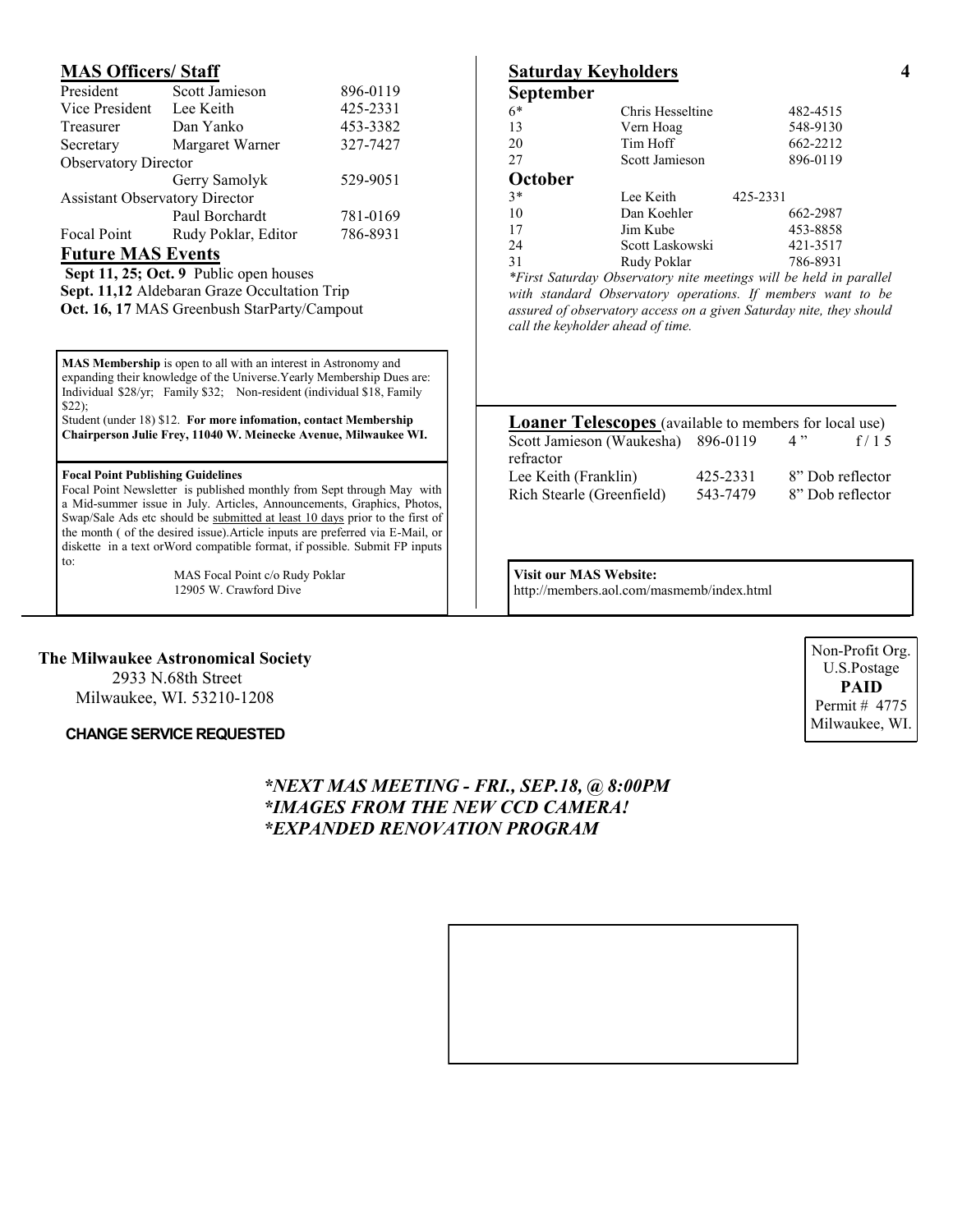## MAS Officers/ Staff

| | | |
|---|---|---|
| President | Scott Jamieson | 896-0119 |
| Vice President | Lee Keith | 425-2331 |
| Treasurer | Dan Yanko | 453-3382 |
| Secretary | Margaret Warner | 327-7427 |
| Observatory Director | | |
| | Gerry Samolyk | 529-9051 |
| Assistant Observatory Director | | |
| | Paul Borchardt | 781-0169 |
| Focal Point | Rudy Poklar, Editor | 786-8931 |

## Future MAS Events

**Sept 11, 25; Oct. 9** Public open houses
**Sept. 11,12** Aldebaran Graze Occultation Trip
**Oct. 16, 17** MAS Greenbush StarParty/Campout

**MAS Membership** is open to all with an interest in Astronomy and expanding their knowledge of the Universe.Yearly Membership Dues are: Individual $28/yr; Family $32; Non-resident (individual $18, Family $22);
Student (under 18) $12. **For more infomation, contact Membership Chairperson Julie Frey, 11040 W. Meinecke Avenue, Milwaukee WI.**

**Focal Point Publishing Guidelines**
Focal Point Newsletter is published monthly from Sept through May with a Mid-summer issue in July. Articles, Announcements, Graphics, Photos, Swap/Sale Ads etc should be submitted at least 10 days prior to the first of the month ( of the desired issue).Article inputs are preferred via E-Mail, or diskette in a text orWord compatible format, if possible. Submit FP inputs to:

MAS Focal Point c/o Rudy Poklar
12905 W. Crawford Dive

## Saturday Keyholders

### September

| | | |
|---|---|---|
| 6* | Chris Hesseltine | 482-4515 |
| 13 | Vern Hoag | 548-9130 |
| 20 | Tim Hoff | 662-2212 |
| 27 | Scott Jamieson | 896-0119 |

### October

| | | |
|---|---|---|
| 3* | Lee Keith | 425-2331 |
| 10 | Dan Koehler | 662-2987 |
| 17 | Jim Kube | 453-8858 |
| 24 | Scott Laskowski | 421-3517 |
| 31 | Rudy Poklar | 786-8931 |

*\*First Saturday Observatory nite meetings will be held in parallel with standard Observatory operations. If members want to be assured of observatory access on a given Saturday nite, they should call the keyholder ahead of time.*

## Loaner Telescopes (available to members for local use)

| | | |
|---|---|---|
| Scott Jamieson (Waukesha) | 896-0119 | 4 " f / 1 5 refractor |
| Lee Keith (Franklin) | 425-2331 | 8" Dob reflector |
| Rich Stearle (Greenfield) | 543-7479 | 8" Dob reflector |

**Visit our MAS Website:**
http://members.aol.com/masmemb/index.html

**The Milwaukee Astronomical Society**
2933 N.68th Street
Milwaukee, WI. 53210-1208

**CHANGE SERVICE REQUESTED**

Non-Profit Org.
U.S.Postage
**PAID**
Permit # 4775
Milwaukee, WI.

***\*NEXT MAS MEETING - FRI., SEP.18, @ 8:00PM***
***\*IMAGES FROM THE NEW CCD CAMERA!***
***\*EXPANDED RENOVATION PROGRAM***